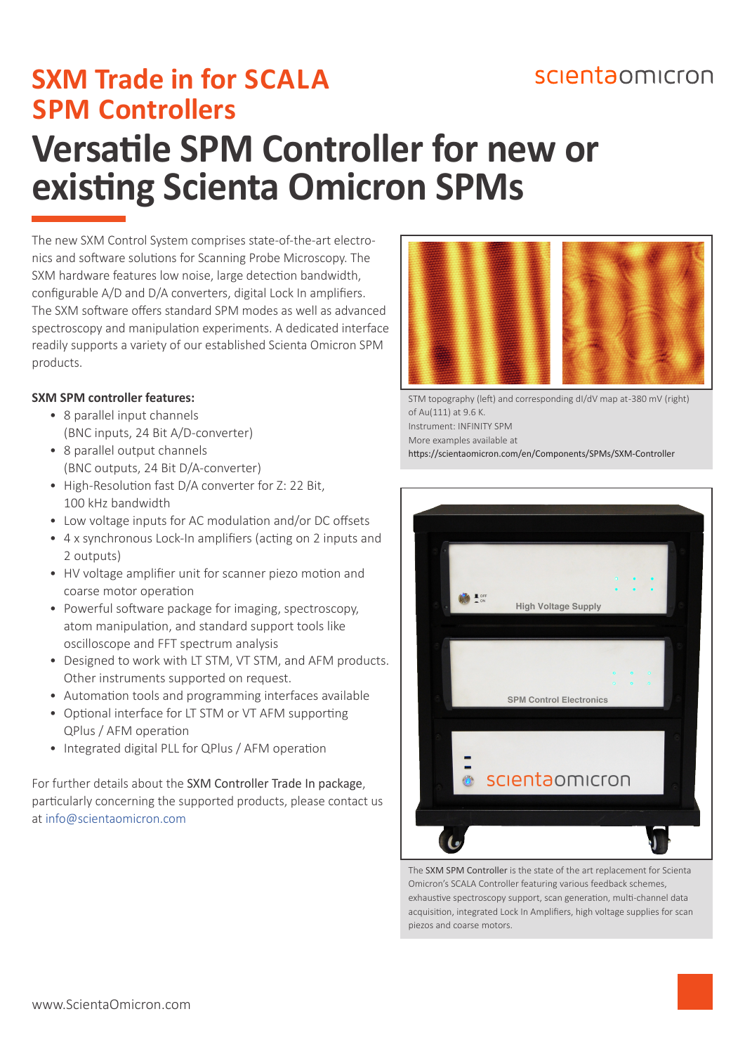# SXM Trade in for SCALA SPM Controllers

scientaomicron

# Versatile SPM Controller for new or existing Scienta Omicron SPMs

The new SXM Control System comprises state-of-the-art electronics and software solutions for Scanning Probe Microscopy. The SXM hardware features low noise, large detection bandwidth, configurable A/D and D/A converters, digital Lock In amplifiers. The SXM software offers standard SPM modes as well as advanced spectroscopy and manipulation experiments. A dedicated interface readily supports a variety of our established Scienta Omicron SPM products.

**SXM SPM controller features:**

- 8 parallel input channels (BNC inputs, 24 Bit A/D-converter)
- 8 parallel output channels (BNC outputs, 24 Bit D/A-converter)
- High-Resolution fast D/A converter for Z: 22 Bit, 100 kHz bandwidth
- Low voltage inputs for AC modulation and/or DC offsets
- 4 x synchronous Lock-In amplifiers (acting on 2 inputs and 2 outputs)
- HV voltage amplifier unit for scanner piezo motion and coarse motor operation
- Powerful software package for imaging, spectroscopy, atom manipulation, and standard support tools like oscilloscope and FFT spectrum analysis
- Designed to work with LT STM, VT STM, and AFM products. Other instruments supported on request.
- Automation tools and programming interfaces available
- Optional interface for LT STM or VT AFM supporting QPlus / AFM operation
- Integrated digital PLL for QPlus / AFM operation

For further details about the **SXM Controller Trade In package**, particularly concerning the supported products, please contact us at info@scientaomicron.com

STM topography (left) and corresponding dI/dV map at-380 mV (right) of Au(111) at 9.6 K.
Instrument: INFINITY SPM
More examples available at
https://scientaomicron.com/en/Components/SPMs/SXM-Controller

The **SXM SPM Controller** is the state of the art replacement for Scienta Omicron's SCALA Controller featuring various feedback schemes, exhaustive spectroscopy support, scan generation, multi-channel data acquisition, integrated Lock In Amplifiers, high voltage supplies for scan piezos and coarse motors.

www.ScientaOmicron.com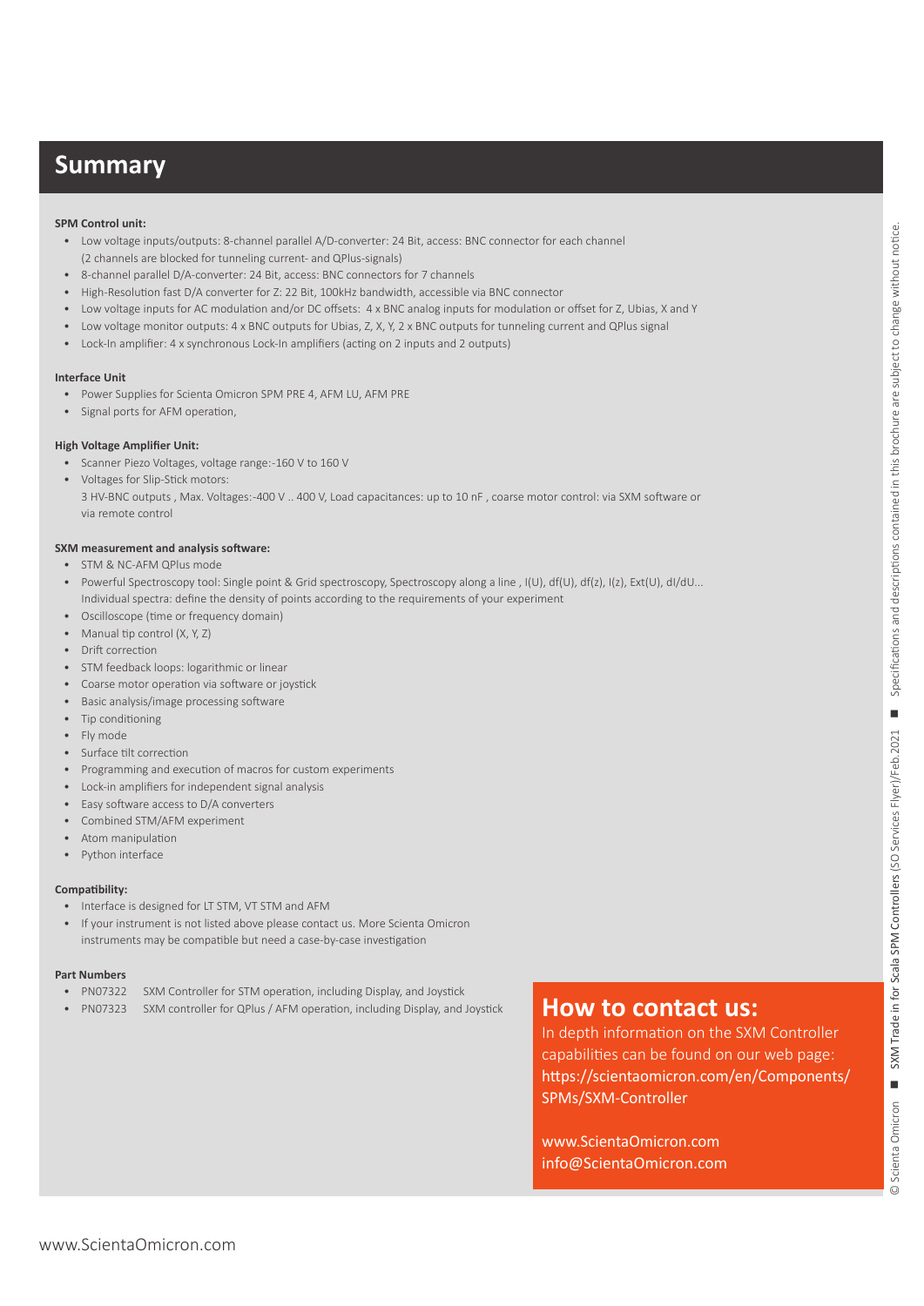# Summary

**SPM Control unit:**

- Low voltage inputs/outputs: 8-channel parallel A/D-converter: 24 Bit, access: BNC connector for each channel (2 channels are blocked for tunneling current- and QPlus-signals)
- 8-channel parallel D/A-converter: 24 Bit, access: BNC connectors for 7 channels
- High-Resolution fast D/A converter for Z: 22 Bit, 100kHz bandwidth, accessible via BNC connector
- Low voltage inputs for AC modulation and/or DC offsets: 4 x BNC analog inputs for modulation or offset for Z, Ubias, X and Y
- Low voltage monitor outputs: 4 x BNC outputs for Ubias, Z, X, Y, 2 x BNC outputs for tunneling current and QPlus signal
- Lock-In amplifier: 4 x synchronous Lock-In amplifiers (acting on 2 inputs and 2 outputs)

**Interface Unit**

- Power Supplies for Scienta Omicron SPM PRE 4, AFM LU, AFM PRE
- Signal ports for AFM operation,

**High Voltage Amplifier Unit:**

- Scanner Piezo Voltages, voltage range:-160 V to 160 V
- Voltages for Slip-Stick motors:
  3 HV-BNC outputs , Max. Voltages:-400 V .. 400 V, Load capacitances: up to 10 nF , coarse motor control: via SXM software or via remote control

**SXM measurement and analysis software:**

- STM & NC-AFM QPlus mode
- Powerful Spectroscopy tool: Single point & Grid spectroscopy, Spectroscopy along a line , I(U), df(U), df(z), I(z), Ext(U), dI/dU...
  Individual spectra: define the density of points according to the requirements of your experiment
- Oscilloscope (time or frequency domain)
- Manual tip control (X, Y, Z)
- Drift correction
- STM feedback loops: logarithmic or linear
- Coarse motor operation via software or joystick
- Basic analysis/image processing software
- Tip conditioning
- Fly mode
- Surface tilt correction
- Programming and execution of macros for custom experiments
- Lock-in amplifiers for independent signal analysis
- Easy software access to D/A converters
- Combined STM/AFM experiment
- Atom manipulation
- Python interface

**Compatibility:**

- Interface is designed for LT STM, VT STM and AFM
- If your instrument is not listed above please contact us. More Scienta Omicron instruments may be compatible but need a case-by-case investigation

**Part Numbers**

- PN07322 SXM Controller for STM operation, including Display, and Joystick
- PN07323 SXM controller for QPlus / AFM operation, including Display, and Joystick

## How to contact us:

In depth information on the SXM Controller capabilities can be found on our web page: https://scientaomicron.com/en/Components/SPMs/SXM-Controller

www.ScientaOmicron.com
info@ScientaOmicron.com

© Scienta Omicron ■ SXM Trade in for Scala SPM Controllers (SO Services Flyer)/Feb.2021 ■ Specifications and descriptions contained in this brochure are subject to change without notice.